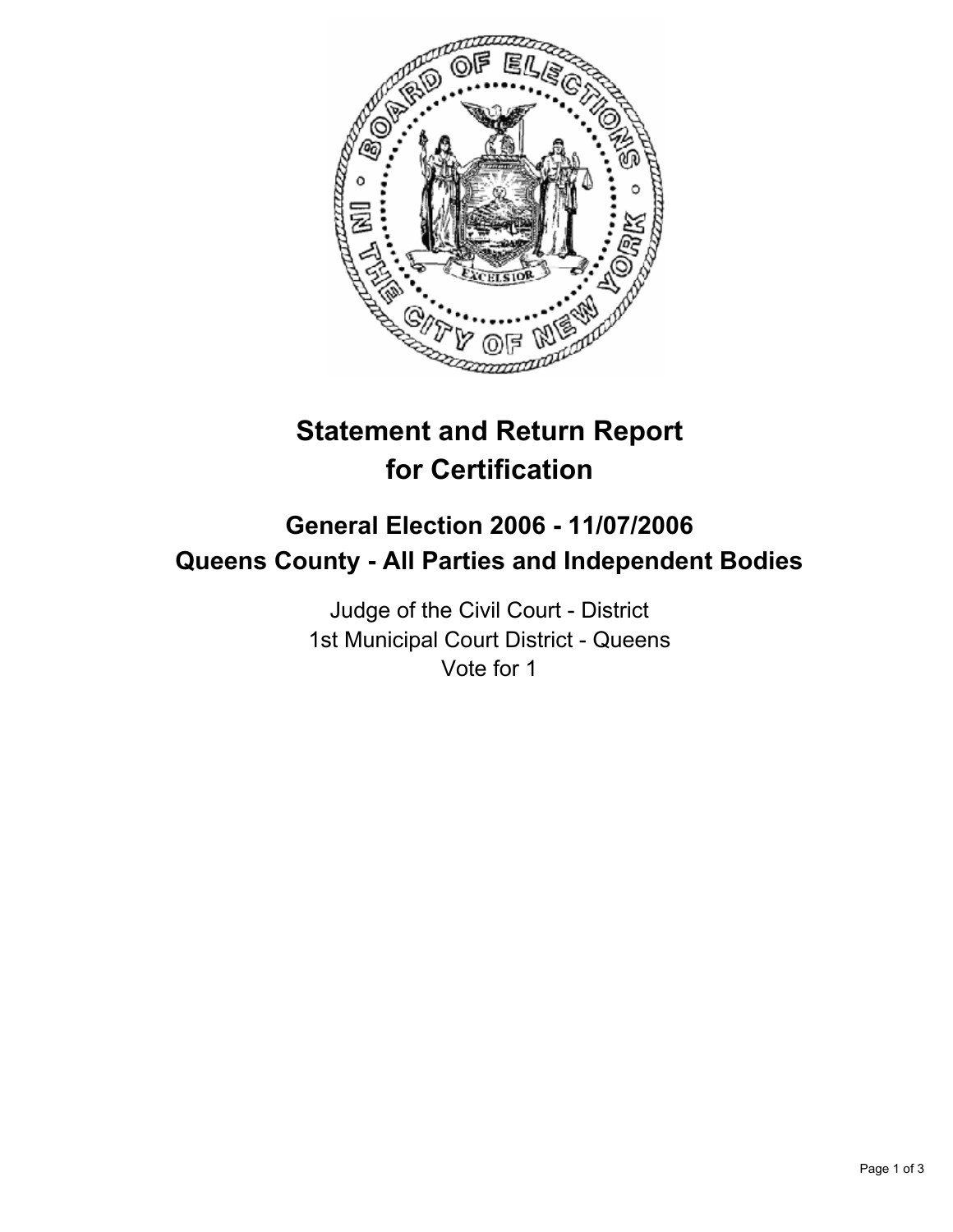# Statement and Return Report for Certification

## General Election 2006 - 11/07/2006
## Queens County - All Parties and Independent Bodies

Judge of the Civil Court - District
1st Municipal Court District - Queens
Vote for 1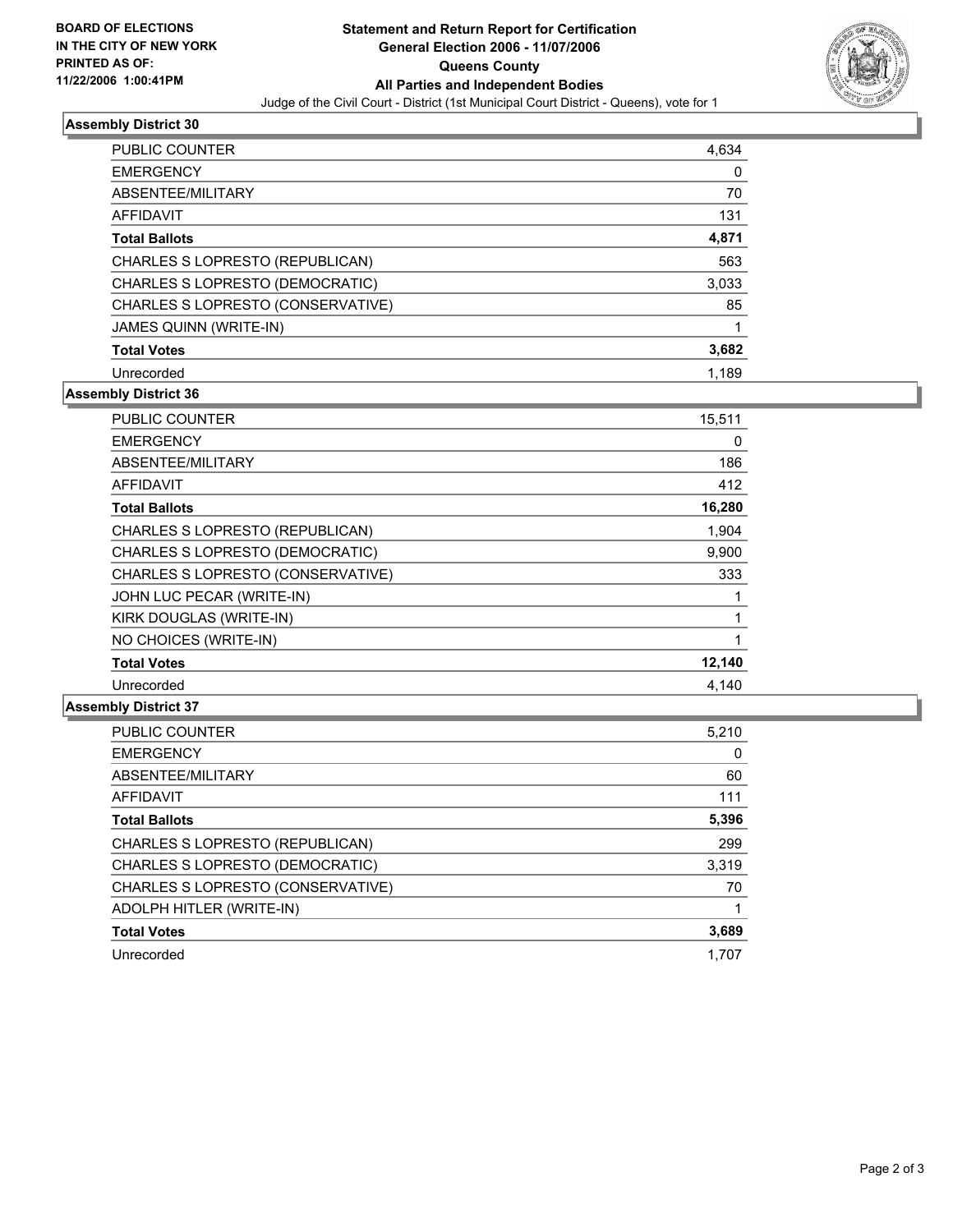**BOARD OF ELECTIONS IN THE CITY OF NEW YORK PRINTED AS OF: 11/22/2006 1:00:41PM**

# Statement and Return Report for Certification
## General Election 2006 - 11/07/2006
## Queens County
## All Parties and Independent Bodies
Judge of the Civil Court - District (1st Municipal Court District - Queens), vote for 1

### Assembly District 30

| | |
|---|---|
| PUBLIC COUNTER | 4,634 |
| EMERGENCY | 0 |
| ABSENTEE/MILITARY | 70 |
| AFFIDAVIT | 131 |
| **Total Ballots** | **4,871** |
| CHARLES S LOPRESTO (REPUBLICAN) | 563 |
| CHARLES S LOPRESTO (DEMOCRATIC) | 3,033 |
| CHARLES S LOPRESTO (CONSERVATIVE) | 85 |
| JAMES QUINN (WRITE-IN) | 1 |
| **Total Votes** | **3,682** |
| Unrecorded | 1,189 |

### Assembly District 36

| | |
|---|---|
| PUBLIC COUNTER | 15,511 |
| EMERGENCY | 0 |
| ABSENTEE/MILITARY | 186 |
| AFFIDAVIT | 412 |
| **Total Ballots** | **16,280** |
| CHARLES S LOPRESTO (REPUBLICAN) | 1,904 |
| CHARLES S LOPRESTO (DEMOCRATIC) | 9,900 |
| CHARLES S LOPRESTO (CONSERVATIVE) | 333 |
| JOHN LUC PECAR (WRITE-IN) | 1 |
| KIRK DOUGLAS (WRITE-IN) | 1 |
| NO CHOICES (WRITE-IN) | 1 |
| **Total Votes** | **12,140** |
| Unrecorded | 4,140 |

### Assembly District 37

| | |
|---|---|
| PUBLIC COUNTER | 5,210 |
| EMERGENCY | 0 |
| ABSENTEE/MILITARY | 60 |
| AFFIDAVIT | 111 |
| **Total Ballots** | **5,396** |
| CHARLES S LOPRESTO (REPUBLICAN) | 299 |
| CHARLES S LOPRESTO (DEMOCRATIC) | 3,319 |
| CHARLES S LOPRESTO (CONSERVATIVE) | 70 |
| ADOLPH HITLER (WRITE-IN) | 1 |
| **Total Votes** | **3,689** |
| Unrecorded | 1,707 |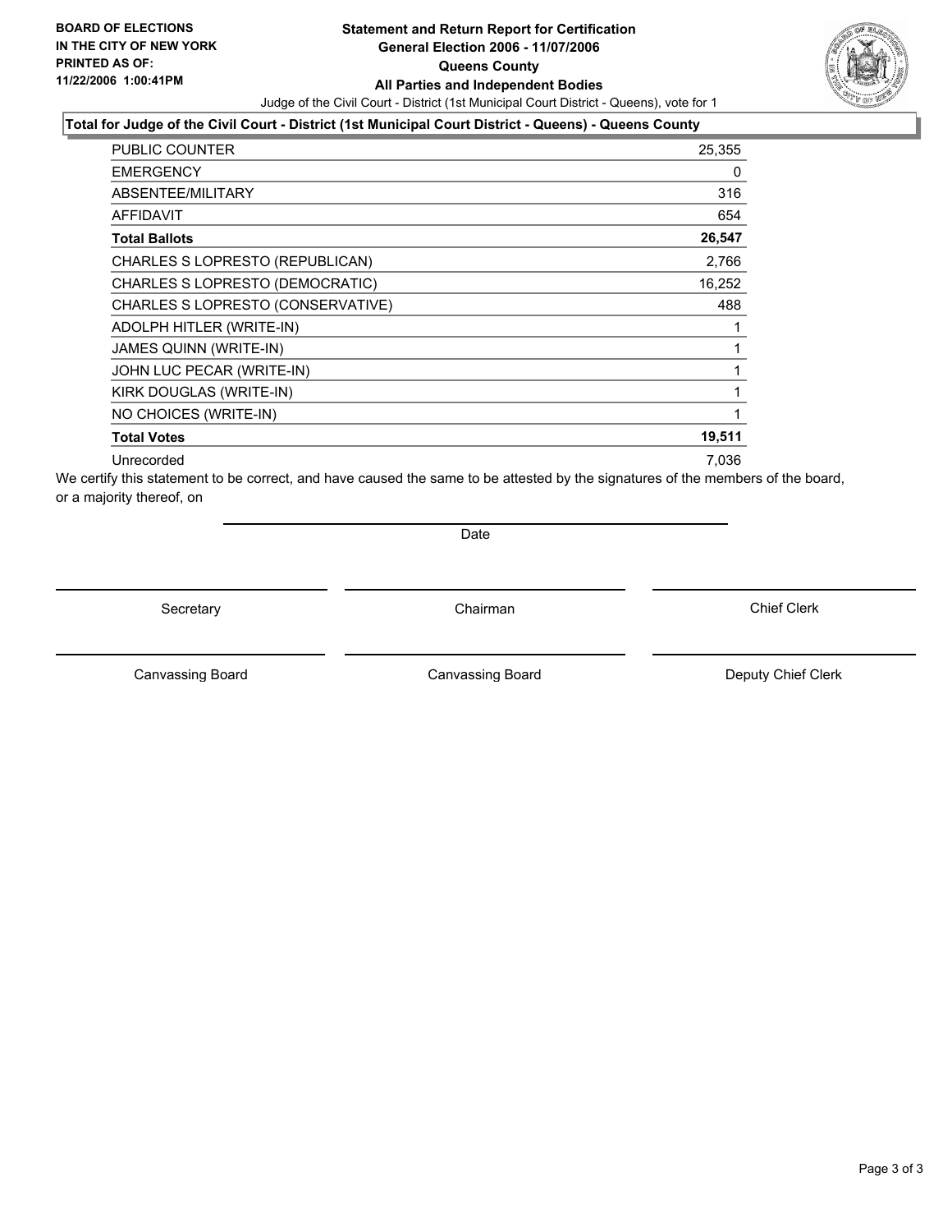**BOARD OF ELECTIONS IN THE CITY OF NEW YORK PRINTED AS OF: 11/22/2006 1:00:41PM**

# Statement and Return Report for Certification
## General Election 2006 - 11/07/2006
## Queens County
## All Parties and Independent Bodies

Judge of the Civil Court - District (1st Municipal Court District - Queens), vote for 1

### Total for Judge of the Civil Court - District (1st Municipal Court District - Queens) - Queens County

| | |
|---|---|
| PUBLIC COUNTER | 25,355 |
| EMERGENCY | 0 |
| ABSENTEE/MILITARY | 316 |
| AFFIDAVIT | 654 |
| **Total Ballots** | **26,547** |
| CHARLES S LOPRESTO (REPUBLICAN) | 2,766 |
| CHARLES S LOPRESTO (DEMOCRATIC) | 16,252 |
| CHARLES S LOPRESTO (CONSERVATIVE) | 488 |
| ADOLPH HITLER (WRITE-IN) | 1 |
| JAMES QUINN (WRITE-IN) | 1 |
| JOHN LUC PECAR (WRITE-IN) | 1 |
| KIRK DOUGLAS (WRITE-IN) | 1 |
| NO CHOICES (WRITE-IN) | 1 |
| **Total Votes** | **19,511** |
| Unrecorded | 7,036 |

We certify this statement to be correct, and have caused the same to be attested by the signatures of the members of the board, or a majority thereof, on

Date

Secretary    Chairman    Chief Clerk

Canvassing Board    Canvassing Board    Deputy Chief Clerk